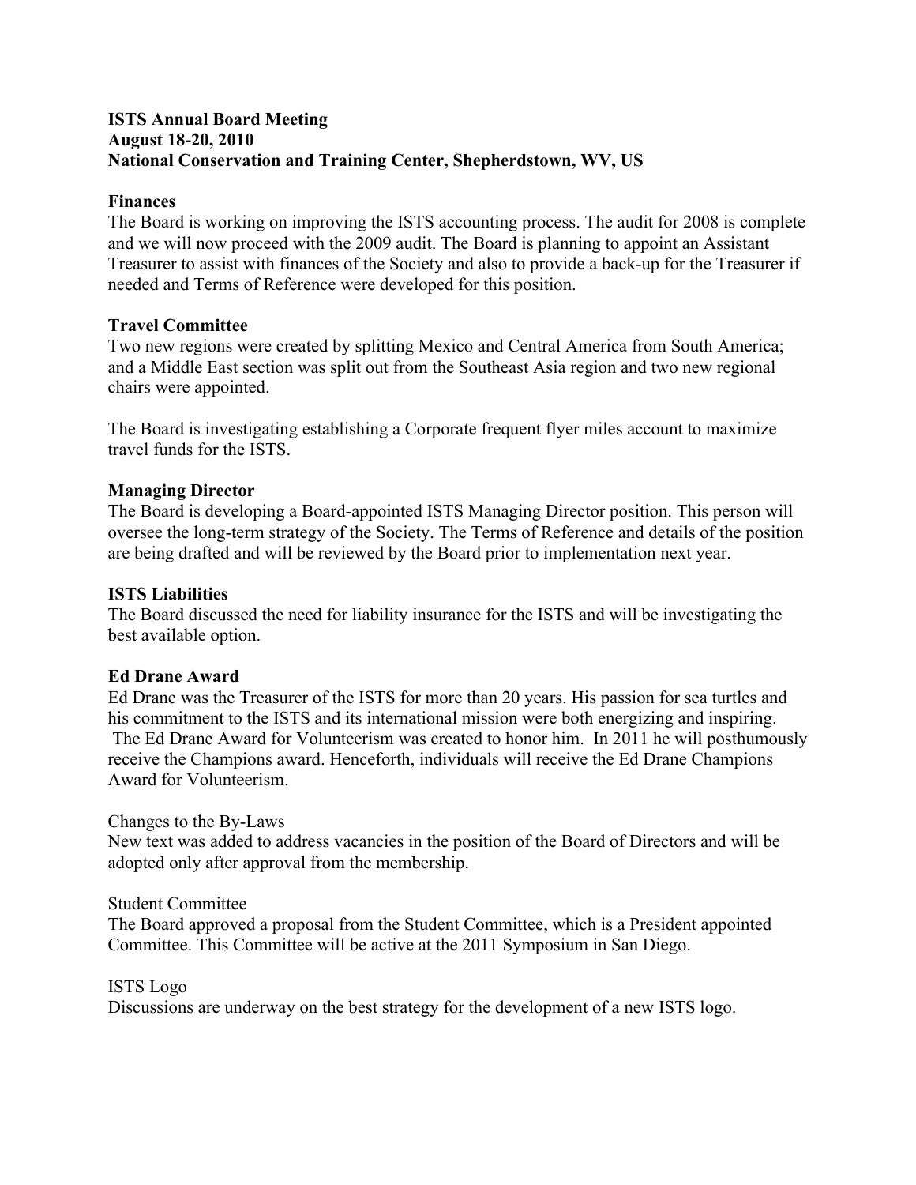**ISTS Annual Board Meeting**
**August 18-20, 2010**
**National Conservation and Training Center, Shepherdstown, WV, US**

**Finances**
The Board is working on improving the ISTS accounting process. The audit for 2008 is complete and we will now proceed with the 2009 audit. The Board is planning to appoint an Assistant Treasurer to assist with finances of the Society and also to provide a back-up for the Treasurer if needed and Terms of Reference were developed for this position.

**Travel Committee**
Two new regions were created by splitting Mexico and Central America from South America; and a Middle East section was split out from the Southeast Asia region and two new regional chairs were appointed.

The Board is investigating establishing a Corporate frequent flyer miles account to maximize travel funds for the ISTS.

**Managing Director**
The Board is developing a Board-appointed ISTS Managing Director position. This person will oversee the long-term strategy of the Society. The Terms of Reference and details of the position are being drafted and will be reviewed by the Board prior to implementation next year.

**ISTS Liabilities**
The Board discussed the need for liability insurance for the ISTS and will be investigating the best available option.

**Ed Drane Award**
Ed Drane was the Treasurer of the ISTS for more than 20 years. His passion for sea turtles and his commitment to the ISTS and its international mission were both energizing and inspiring. The Ed Drane Award for Volunteerism was created to honor him. In 2011 he will posthumously receive the Champions award. Henceforth, individuals will receive the Ed Drane Champions Award for Volunteerism.

Changes to the By-Laws
New text was added to address vacancies in the position of the Board of Directors and will be adopted only after approval from the membership.

Student Committee
The Board approved a proposal from the Student Committee, which is a President appointed Committee. This Committee will be active at the 2011 Symposium in San Diego.

ISTS Logo
Discussions are underway on the best strategy for the development of a new ISTS logo.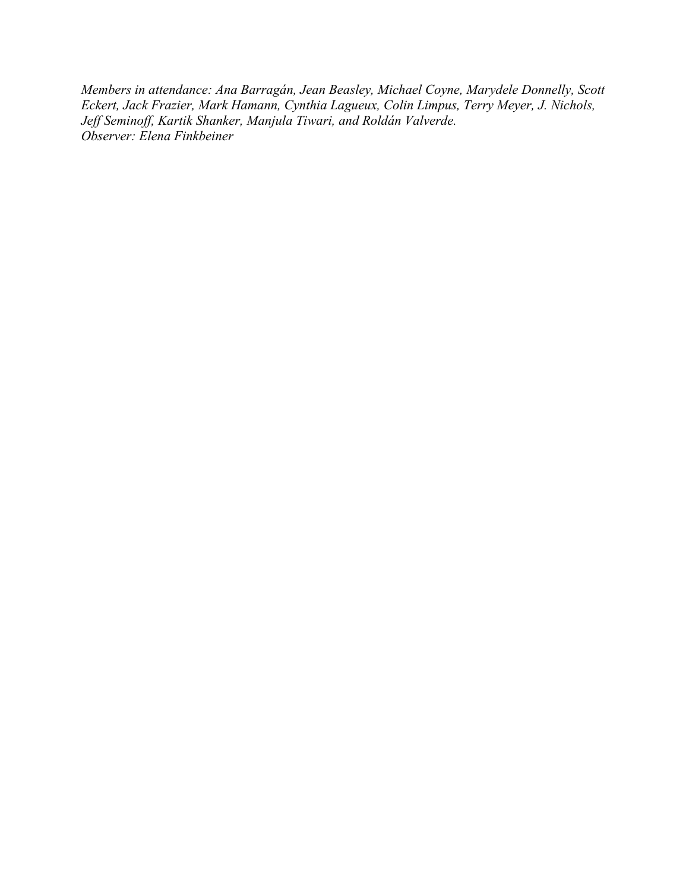*Members in attendance: Ana Barragán, Jean Beasley, Michael Coyne, Marydele Donnelly, Scott Eckert, Jack Frazier, Mark Hamann, Cynthia Lagueux, Colin Limpus, Terry Meyer, J. Nichols, Jeff Seminoff, Kartik Shanker, Manjula Tiwari, and Roldán Valverde.*
*Observer: Elena Finkbeiner*